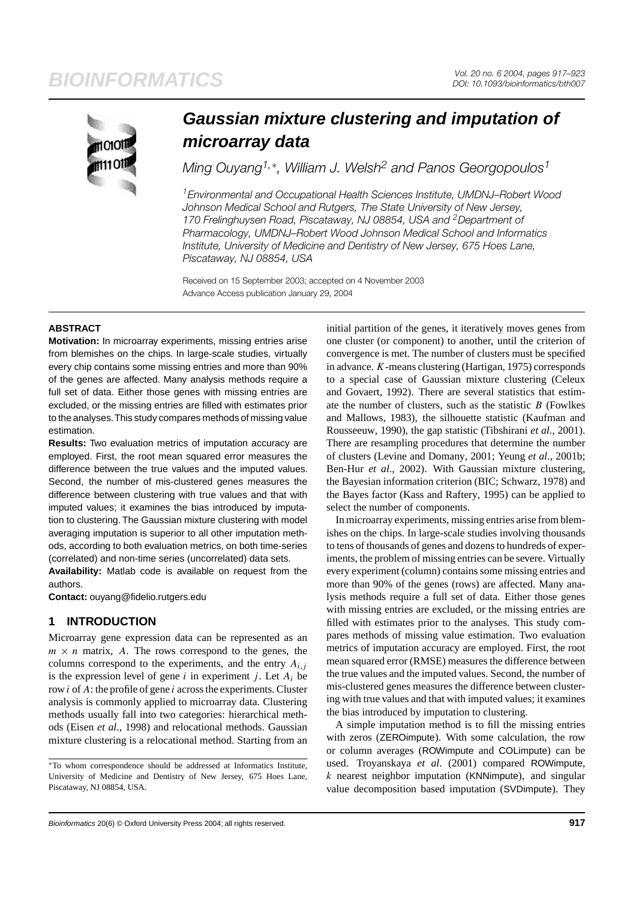# Gaussian mixture clustering and imputation of microarray data

Ming Ouyang[1,*], William J. Welsh[2] and Panos Georgopoulos[1]

[1]Environmental and Occupational Health Sciences Institute, UMDNJ–Robert Wood Johnson Medical School and Rutgers, The State University of New Jersey, 170 Frelinghuysen Road, Piscataway, NJ 08854, USA and [2]Department of Pharmacology, UMDNJ–Robert Wood Johnson Medical School and Informatics Institute, University of Medicine and Dentistry of New Jersey, 675 Hoes Lane, Piscataway, NJ 08854, USA

Received on 15 September 2003; accepted on 4 November 2003
Advance Access publication January 29, 2004

## ABSTRACT

**Motivation:** In microarray experiments, missing entries arise from blemishes on the chips. In large-scale studies, virtually every chip contains some missing entries and more than 90% of the genes are affected. Many analysis methods require a full set of data. Either those genes with missing entries are excluded, or the missing entries are filled with estimates prior to the analyses. This study compares methods of missing value estimation.

**Results:** Two evaluation metrics of imputation accuracy are employed. First, the root mean squared error measures the difference between the true values and the imputed values. Second, the number of mis-clustered genes measures the difference between clustering with true values and that with imputed values; it examines the bias introduced by imputation to clustering. The Gaussian mixture clustering with model averaging imputation is superior to all other imputation methods, according to both evaluation metrics, on both time-series (correlated) and non-time series (uncorrelated) data sets.

**Availability:** Matlab code is available on request from the authors.

**Contact:** ouyang@fidelio.rutgers.edu

## 1 INTRODUCTION

Microarray gene expression data can be represented as an $m \times n$ matrix, $A$. The rows correspond to the genes, the columns correspond to the experiments, and the entry $A_{i,j}$ is the expression level of gene $i$ in experiment $j$. Let $A_i$ be row $i$ of $A$: the profile of gene $i$ across the experiments. Cluster analysis is commonly applied to microarray data. Clustering methods usually fall into two categories: hierarchical methods (Eisen *et al*., 1998) and relocational methods. Gaussian mixture clustering is a relocational method. Starting from an initial partition of the genes, it iteratively moves genes from one cluster (or component) to another, until the criterion of convergence is met. The number of clusters must be specified in advance. $K$-means clustering (Hartigan, 1975) corresponds to a special case of Gaussian mixture clustering (Celeux and Govaert, 1992). There are several statistics that estimate the number of clusters, such as the statistic $B$ (Fowlkes and Mallows, 1983), the silhouette statistic (Kaufman and Rousseeuw, 1990), the gap statistic (Tibshirani *et al*., 2001). There are resampling procedures that determine the number of clusters (Levine and Domany, 2001; Yeung *et al*., 2001b; Ben-Hur *et al*., 2002). With Gaussian mixture clustering, the Bayesian information criterion (BIC; Schwarz, 1978) and the Bayes factor (Kass and Raftery, 1995) can be applied to select the number of components.

In microarray experiments, missing entries arise from blemishes on the chips. In large-scale studies involving thousands to tens of thousands of genes and dozens to hundreds of experiments, the problem of missing entries can be severe. Virtually every experiment (column) contains some missing entries and more than 90% of the genes (rows) are affected. Many analysis methods require a full set of data. Either those genes with missing entries are excluded, or the missing entries are filled with estimates prior to the analyses. This study compares methods of missing value estimation. Two evaluation metrics of imputation accuracy are employed. First, the root mean squared error (RMSE) measures the difference between the true values and the imputed values. Second, the number of mis-clustered genes measures the difference between clustering with true values and that with imputed values; it examines the bias introduced by imputation to clustering.

A simple imputation method is to fill the missing entries with zeros (ZEROimpute). With some calculation, the row or column averages (ROWimpute and COLimpute) can be used. Troyanskaya *et al*. (2001) compared ROWimpute, $k$ nearest neighbor imputation (KNNimpute), and singular value decomposition based imputation (SVDimpute). They

*To whom correspondence should be addressed at Informatics Institute, University of Medicine and Dentistry of New Jersey, 675 Hoes Lane, Piscataway, NJ 08854, USA.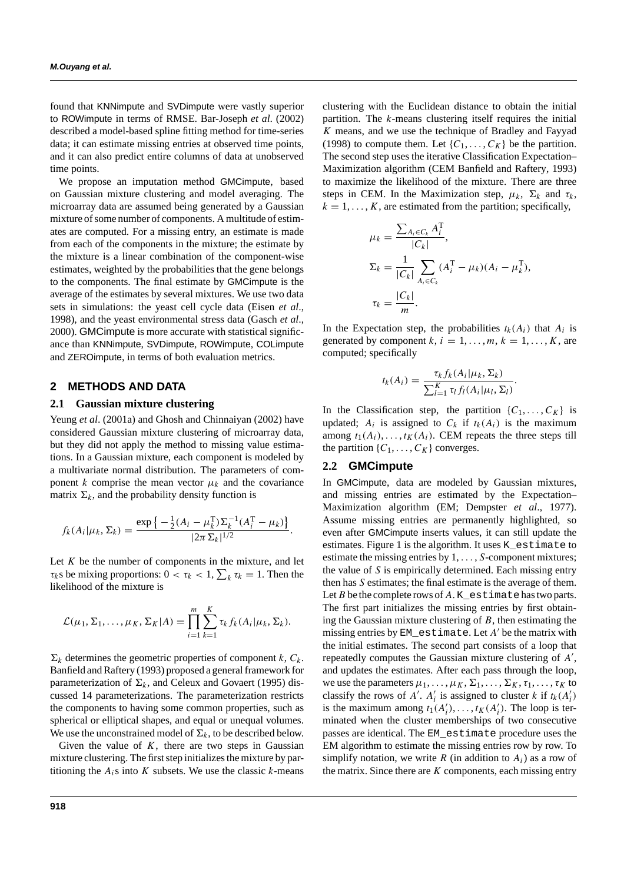found that KNNimpute and SVDimpute were vastly superior to ROWimpute in terms of RMSE. Bar-Joseph *et al*. (2002) described a model-based spline fitting method for time-series data; it can estimate missing entries at observed time points, and it can also predict entire columns of data at unobserved time points.

We propose an imputation method GMCimpute, based on Gaussian mixture clustering and model averaging. The microarray data are assumed being generated by a Gaussian mixture of some number of components. A multitude of estimates are computed. For a missing entry, an estimate is made from each of the components in the mixture; the estimate by the mixture is a linear combination of the component-wise estimates, weighted by the probabilities that the gene belongs to the components. The final estimate by GMCimpute is the average of the estimates by several mixtures. We use two data sets in simulations: the yeast cell cycle data (Eisen *et al*., 1998), and the yeast environmental stress data (Gasch *et al*., 2000). GMCimpute is more accurate with statistical significance than KNNimpute, SVDimpute, ROWimpute, COLimpute and ZEROimpute, in terms of both evaluation metrics.

## 2 METHODS AND DATA

### 2.1 Gaussian mixture clustering

Yeung *et al*. (2001a) and Ghosh and Chinnaiyan (2002) have considered Gaussian mixture clustering of microarray data, but they did not apply the method to missing value estimations. In a Gaussian mixture, each component is modeled by a multivariate normal distribution. The parameters of component $k$ comprise the mean vector $\mu_k$ and the covariance matrix $\Sigma_k$, and the probability density function is

$$f_k(A_i|\mu_k, \Sigma_k) = \frac{\exp\left\{-\frac{1}{2}(A_i - \mu_k^{\mathrm{T}})\Sigma_k^{-1}(A_i^{\mathrm{T}} - \mu_k)\right\}}{|2\pi\Sigma_k|^{1/2}}.$$

Let $K$ be the number of components in the mixture, and let $\tau_k$s be mixing proportions: $0 < \tau_k < 1, \sum_k \tau_k = 1$. Then the likelihood of the mixture is

$$\mathcal{L}(\mu_1, \Sigma_1, \ldots, \mu_K, \Sigma_K|A) = \prod_{i=1}^{m}\sum_{k=1}^{K}\tau_k f_k(A_i|\mu_k, \Sigma_k).$$

$\Sigma_k$ determines the geometric properties of component $k$, $C_k$. Banfield and Raftery (1993) proposed a general framework for parameterization of $\Sigma_k$, and Celeux and Govaert (1995) discussed 14 parameterizations. The parameterization restricts the components to having some common properties, such as spherical or elliptical shapes, and equal or unequal volumes. We use the unconstrained model of $\Sigma_k$, to be described below.

Given the value of $K$, there are two steps in Gaussian mixture clustering. The first step initializes the mixture by partitioning the $A_i$s into $K$ subsets. We use the classic $k$-means clustering with the Euclidean distance to obtain the initial partition. The $k$-means clustering itself requires the initial $K$ means, and we use the technique of Bradley and Fayyad (1998) to compute them. Let $\{C_1, \ldots, C_K\}$ be the partition. The second step uses the iterative Classification Expectation–Maximization algorithm (CEM Banfield and Raftery, 1993) to maximize the likelihood of the mixture. There are three steps in CEM. In the Maximization step, $\mu_k$, $\Sigma_k$ and $\tau_k$, $k = 1, \ldots, K$, are estimated from the partition; specifically,

$$\mu_k = \frac{\sum_{A_i \in C_k} A_i^{\mathrm{T}}}{|C_k|},$$

$$\Sigma_k = \frac{1}{|C_k|}\sum_{A_i \in C_k}(A_i^{\mathrm{T}} - \mu_k)(A_i - \mu_k^{\mathrm{T}}),$$

$$\tau_k = \frac{|C_k|}{m}.$$

In the Expectation step, the probabilities $t_k(A_i)$ that $A_i$ is generated by component $k$, $i = 1, \ldots, m$, $k = 1, \ldots, K$, are computed; specifically

$$t_k(A_i) = \frac{\tau_k f_k(A_i|\mu_k, \Sigma_k)}{\sum_{l=1}^{K}\tau_l f_l(A_i|\mu_l, \Sigma_l)}.$$

In the Classification step, the partition $\{C_1, \ldots, C_K\}$ is updated; $A_i$ is assigned to $C_k$ if $t_k(A_i)$ is the maximum among $t_1(A_i), \ldots, t_K(A_i)$. CEM repeats the three steps till the partition $\{C_1, \ldots, C_K\}$ converges.

### 2.2 GMCimpute

In GMCimpute, data are modeled by Gaussian mixtures, and missing entries are estimated by the Expectation–Maximization algorithm (EM; Dempster *et al*., 1977). Assume missing entries are permanently highlighted, so even after GMCimpute inserts values, it can still update the estimates. Figure 1 is the algorithm. It uses `K_estimate` to estimate the missing entries by $1, \ldots, S$-component mixtures; the value of $S$ is empirically determined. Each missing entry then has $S$ estimates; the final estimate is the average of them. Let $B$ be the complete rows of $A$. `K_estimate` has two parts. The first part initializes the missing entries by first obtaining the Gaussian mixture clustering of $B$, then estimating the missing entries by `EM_estimate`. Let $A'$ be the matrix with the initial estimates. The second part consists of a loop that repeatedly computes the Gaussian mixture clustering of $A'$, and updates the estimates. After each pass through the loop, we use the parameters $\mu_1, \ldots, \mu_K, \Sigma_1, \ldots, \Sigma_K, \tau_1, \ldots, \tau_K$ to classify the rows of $A'$. $A'_i$ is assigned to cluster $k$ if $t_k(A'_i)$ is the maximum among $t_1(A'_i), \ldots, t_K(A'_i)$. The loop is terminated when the cluster memberships of two consecutive passes are identical. The `EM_estimate` procedure uses the EM algorithm to estimate the missing entries row by row. To simplify notation, we write $R$ (in addition to $A_i$) as a row of the matrix. Since there are $K$ components, each missing entry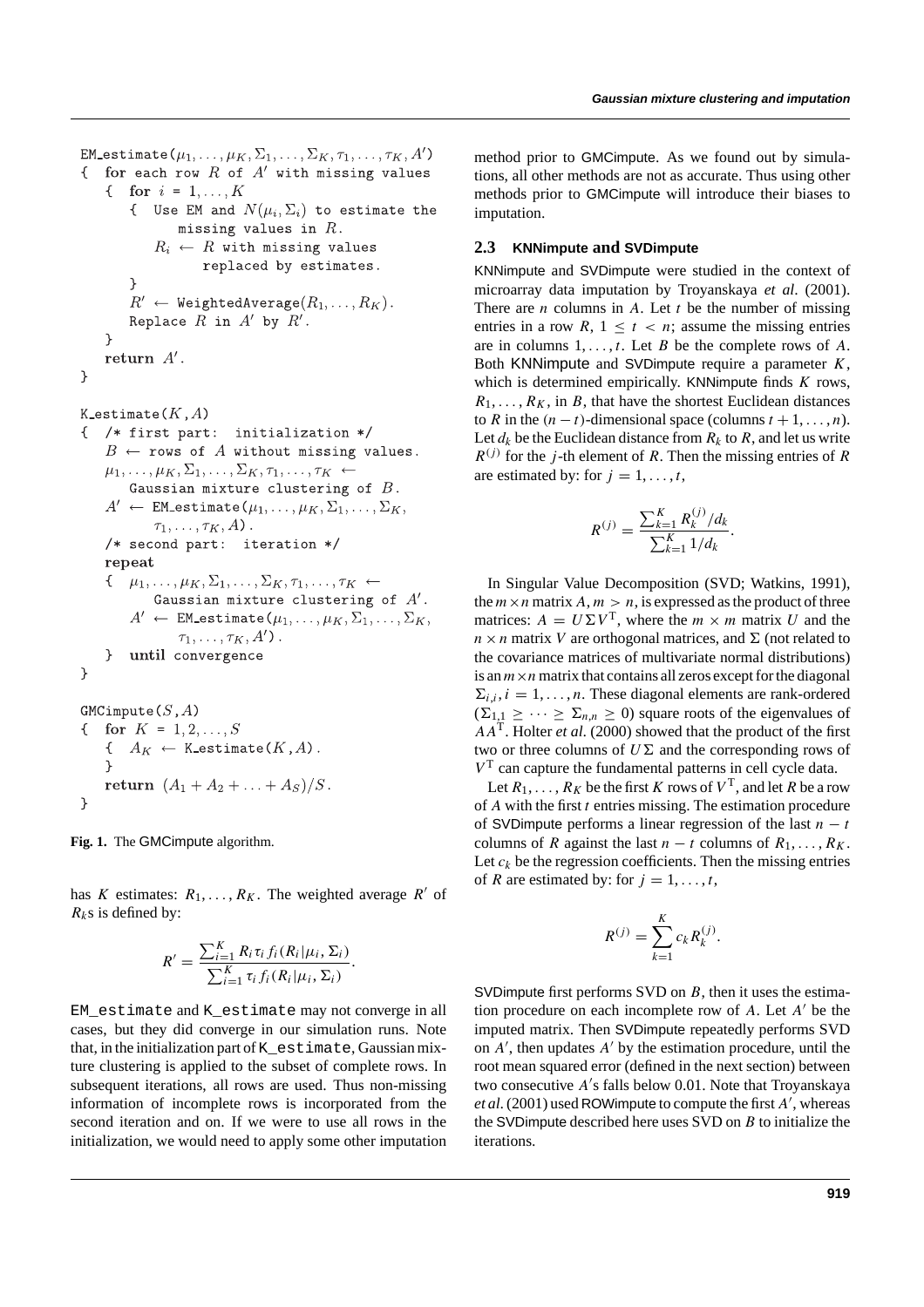```
EM_estimate(μ_1, ..., μ_K, Σ_1, ..., Σ_K, τ_1, ..., τ_K, A')
{  for each row R of A' with missing values
   {  for i = 1, ..., K
      {  Use EM and N(μ_i, Σ_i) to estimate the
            missing values in R.
         R_i ← R with missing values
               replaced by estimates.
      }
      R' ← WeightedAverage(R_1, ..., R_K).
      Replace R in A' by R'.
   }
   return A'.
}

K_estimate(K, A)
{  /* first part: initialization */
   B ← rows of A without missing values.
   μ_1, ..., μ_K, Σ_1, ..., Σ_K, τ_1, ..., τ_K ←
      Gaussian mixture clustering of B.
   A' ← EM_estimate(μ_1, ..., μ_K, Σ_1, ..., Σ_K,
         τ_1, ..., τ_K, A).
   /* second part: iteration */
   repeat
   {  μ_1, ..., μ_K, Σ_1, ..., Σ_K, τ_1, ..., τ_K ←
         Gaussian mixture clustering of A'.
      A' ← EM_estimate(μ_1, ..., μ_K, Σ_1, ..., Σ_K,
            τ_1, ..., τ_K, A').
   }  until convergence
}

GMCimpute(S, A)
{  for K = 1, 2, ..., S
   {  A_K ← K_estimate(K, A).
   }
   return (A_1 + A_2 + ... + A_S)/S.
}
```

**Fig. 1.** The GMCimpute algorithm.

has $K$ estimates: $R_1, \ldots, R_K$. The weighted average $R'$ of $R_k$s is defined by:

$$R' = \frac{\sum_{i=1}^{K} R_i \tau_i f_i(R_i|\mu_i, \Sigma_i)}{\sum_{i=1}^{K} \tau_i f_i(R_i|\mu_i, \Sigma_i)}.$$

EM_estimate and K_estimate may not converge in all cases, but they did converge in our simulation runs. Note that, in the initialization part of K_estimate, Gaussian mixture clustering is applied to the subset of complete rows. In subsequent iterations, all rows are used. Thus non-missing information of incomplete rows is incorporated from the second iteration and on. If we were to use all rows in the initialization, we would need to apply some other imputation method prior to GMCimpute. As we found out by simulations, all other methods are not as accurate. Thus using other methods prior to GMCimpute will introduce their biases to imputation.

## 2.3 KNNimpute and SVDimpute

KNNimpute and SVDimpute were studied in the context of microarray data imputation by Troyanskaya *et al*. (2001). There are $n$ columns in $A$. Let $t$ be the number of missing entries in a row $R$, $1 \leq t < n$; assume the missing entries are in columns $1, \ldots, t$. Let $B$ be the complete rows of $A$. Both KNNimpute and SVDimpute require a parameter $K$, which is determined empirically. KNNimpute finds $K$ rows, $R_1, \ldots, R_K$, in $B$, that have the shortest Euclidean distances to $R$ in the $(n-t)$-dimensional space (columns $t+1, \ldots, n$). Let $d_k$ be the Euclidean distance from $R_k$ to $R$, and let us write $R^{(j)}$ for the $j$-th element of $R$. Then the missing entries of $R$ are estimated by: for $j = 1, \ldots, t$,

$$R^{(j)} = \frac{\sum_{k=1}^{K} R_k^{(j)}/d_k}{\sum_{k=1}^{K} 1/d_k}.$$

In Singular Value Decomposition (SVD; Watkins, 1991), the $m \times n$ matrix $A$, $m > n$, is expressed as the product of three matrices: $A = U\Sigma V^{\mathrm{T}}$, where the $m \times m$ matrix $U$ and the $n \times n$ matrix $V$ are orthogonal matrices, and $\Sigma$ (not related to the covariance matrices of multivariate normal distributions) is an $m \times n$ matrix that contains all zeros except for the diagonal $\Sigma_{i,i}$, $i = 1, \ldots, n$. These diagonal elements are rank-ordered ($\Sigma_{1,1} \geq \cdots \geq \Sigma_{n,n} \geq 0$) square roots of the eigenvalues of $AA^{\mathrm{T}}$. Holter *et al*. (2000) showed that the product of the first two or three columns of $U\Sigma$ and the corresponding rows of $V^{\mathrm{T}}$ can capture the fundamental patterns in cell cycle data.

Let $R_1, \ldots, R_K$ be the first $K$ rows of $V^{\mathrm{T}}$, and let $R$ be a row of $A$ with the first $t$ entries missing. The estimation procedure of SVDimpute performs a linear regression of the last $n-t$ columns of $R$ against the last $n-t$ columns of $R_1, \ldots, R_K$. Let $c_k$ be the regression coefficients. Then the missing entries of $R$ are estimated by: for $j = 1, \ldots, t$,

$$R^{(j)} = \sum_{k=1}^{K} c_k R_k^{(j)}.$$

SVDimpute first performs SVD on $B$, then it uses the estimation procedure on each incomplete row of $A$. Let $A'$ be the imputed matrix. Then SVDimpute repeatedly performs SVD on $A'$, then updates $A'$ by the estimation procedure, until the root mean squared error (defined in the next section) between two consecutive $A'$s falls below 0.01. Note that Troyanskaya *et al*. (2001) used ROWimpute to compute the first $A'$, whereas the SVDimpute described here uses SVD on $B$ to initialize the iterations.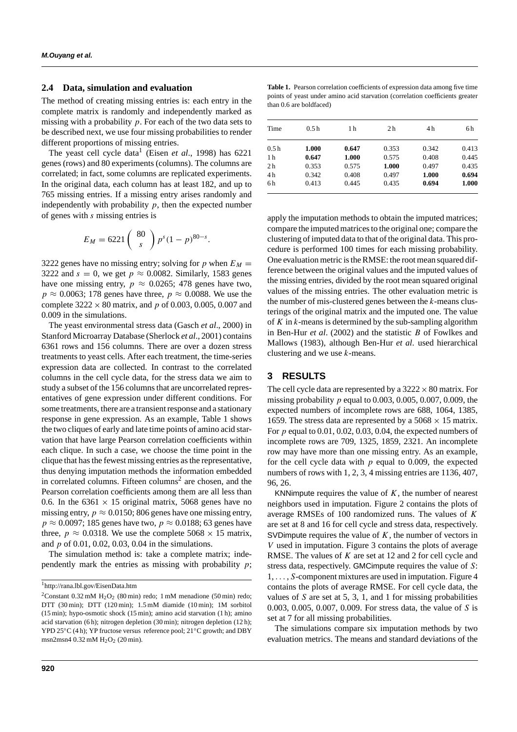### 2.4 Data, simulation and evaluation

The method of creating missing entries is: each entry in the complete matrix is randomly and independently marked as missing with a probability $p$. For each of the two data sets to be described next, we use four missing probabilities to render different proportions of missing entries.

The yeast cell cycle data[1] (Eisen *et al*., 1998) has 6221 genes (rows) and 80 experiments (columns). The columns are correlated; in fact, some columns are replicated experiments. In the original data, each column has at least 182, and up to 765 missing entries. If a missing entry arises randomly and independently with probability $p$, then the expected number of genes with $s$ missing entries is

$$E_M = 6221 \binom{80}{s} p^s (1-p)^{80-s}.$$

3222 genes have no missing entry; solving for $p$ when $E_M = 3222$ and $s = 0$, we get $p \approx 0.0082$. Similarly, 1583 genes have one missing entry, $p \approx 0.0265$; 478 genes have two, $p \approx 0.0063$; 178 genes have three, $p \approx 0.0088$. We use the complete $3222 \times 80$ matrix, and $p$ of 0.003, 0.005, 0.007 and 0.009 in the simulations.

The yeast environmental stress data (Gasch *et al*., 2000) in Stanford Microarray Database (Sherlock *et al*., 2001) contains 6361 rows and 156 columns. There are over a dozen stress treatments to yeast cells. After each treatment, the time-series expression data are collected. In contrast to the correlated columns in the cell cycle data, for the stress data we aim to study a subset of the 156 columns that are uncorrelated representatives of gene expression under different conditions. For some treatments, there are a transient response and a stationary response in gene expression. As an example, Table 1 shows the two cliques of early and late time points of amino acid starvation that have large Pearson correlation coefficients within each clique. In such a case, we choose the time point in the clique that has the fewest missing entries as the representative, thus denying imputation methods the information embedded in correlated columns. Fifteen columns[2] are chosen, and the Pearson correlation coefficients among them are all less than 0.6. In the $6361 \times 15$ original matrix, 5068 genes have no missing entry, $p \approx 0.0150$; 806 genes have one missing entry, $p \approx 0.0097$; 185 genes have two, $p \approx 0.0188$; 63 genes have three, $p \approx 0.0318$. We use the complete $5068 \times 15$ matrix, and $p$ of 0.01, 0.02, 0.03, 0.04 in the simulations.

The simulation method is: take a complete matrix; independently mark the entries as missing with probability $p$; apply the imputation methods to obtain the imputed matrices; compare the imputed matrices to the original one; compare the clustering of imputed data to that of the original data. This procedure is performed 100 times for each missing probability. One evaluation metric is the RMSE: the root mean squared difference between the original values and the imputed values of the missing entries, divided by the root mean squared original values of the missing entries. The other evaluation metric is the number of mis-clustered genes between the $k$-means clusterings of the original matrix and the imputed one. The value of $K$ in $k$-means is determined by the sub-sampling algorithm in Ben-Hur *et al*. (2002) and the statistic $B$ of Fowlkes and Mallows (1983), although Ben-Hur *et al*. used hierarchical clustering and we use $k$-means.

**Table 1.** Pearson correlation coefficients of expression data among five time points of yeast under amino acid starvation (correlation coefficients greater than 0.6 are boldfaced)

| Time | 0.5 h | 1 h | 2 h | 4 h | 6 h |
|---|---|---|---|---|---|
| 0.5 h | **1.000** | **0.647** | 0.353 | 0.342 | 0.413 |
| 1 h | **0.647** | **1.000** | 0.575 | 0.408 | 0.445 |
| 2 h | 0.353 | 0.575 | **1.000** | 0.497 | 0.435 |
| 4 h | 0.342 | 0.408 | 0.497 | **1.000** | **0.694** |
| 6 h | 0.413 | 0.445 | 0.435 | **0.694** | **1.000** |

## 3 RESULTS

The cell cycle data are represented by a $3222 \times 80$ matrix. For missing probability $p$ equal to 0.003, 0.005, 0.007, 0.009, the expected numbers of incomplete rows are 688, 1064, 1385, 1659. The stress data are represented by a $5068 \times 15$ matrix. For $p$ equal to 0.01, 0.02, 0.03, 0.04, the expected numbers of incomplete rows are 709, 1325, 1859, 2321. An incomplete row may have more than one missing entry. As an example, for the cell cycle data with $p$ equal to 0.009, the expected numbers of rows with 1, 2, 3, 4 missing entries are 1136, 407, 96, 26.

KNNimpute requires the value of $K$, the number of nearest neighbors used in imputation. Figure 2 contains the plots of average RMSEs of 100 randomized runs. The values of $K$ are set at 8 and 16 for cell cycle and stress data, respectively. SVDimpute requires the value of $K$, the number of vectors in $V$ used in imputation. Figure 3 contains the plots of average RMSE. The values of $K$ are set at 12 and 2 for cell cycle and stress data, respectively. GMCimpute requires the value of $S$: $1, \ldots, S$-component mixtures are used in imputation. Figure 4 contains the plots of average RMSE. For cell cycle data, the values of $S$ are set at 5, 3, 1, and 1 for missing probabilities 0.003, 0.005, 0.007, 0.009. For stress data, the value of $S$ is set at 7 for all missing probabilities.

The simulations compare six imputation methods by two evaluation metrics. The means and standard deviations of the

[1] http://rana.lbl.gov/EisenData.htm

[2] Constant 0.32 mM $H_2O_2$ (80 min) redo; 1 mM menadione (50 min) redo; DTT (30 min); DTT (120 min); 1.5 mM diamide (10 min); 1M sorbitol (15 min); hypo-osmotic shock (15 min); amino acid starvation (1 h); amino acid starvation (6 h); nitrogen depletion (30 min); nitrogen depletion (12 h); YPD 25°C (4 h); YP fructose versus reference pool; 21°C growth; and DBY msn2msn4 0.32 mM $H_2O_2$ (20 min).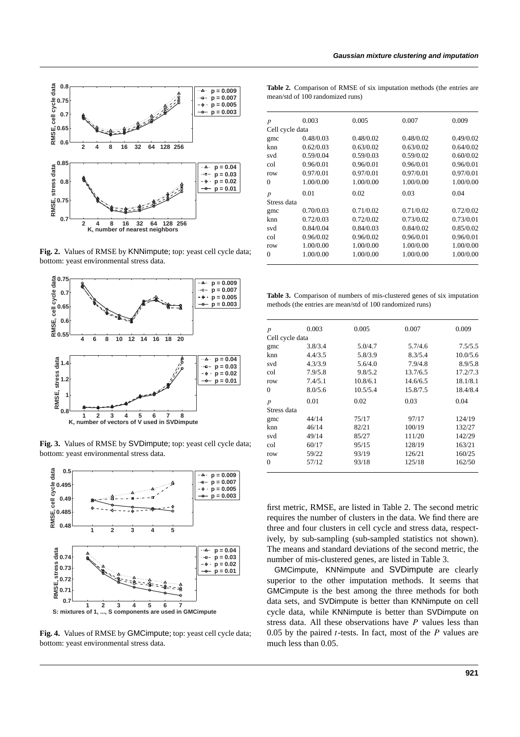**Fig. 2.** Values of RMSE by KNNimpute; top: yeast cell cycle data; bottom: yeast environmental stress data.

**Fig. 3.** Values of RMSE by SVDimpute; top: yeast cell cycle data; bottom: yeast environmental stress data.

**Fig. 4.** Values of RMSE by GMCimpute; top: yeast cell cycle data; bottom: yeast environmental stress data.

**Table 2.** Comparison of RMSE of six imputation methods (the entries are mean/std of 100 randomized runs)

| $p$ | 0.003 | 0.005 | 0.007 | 0.009 |
|---|---|---|---|---|
| Cell cycle data | | | | |
| gmc | 0.48/0.03 | 0.48/0.02 | 0.48/0.02 | 0.49/0.02 |
| knn | 0.62/0.03 | 0.63/0.02 | 0.63/0.02 | 0.64/0.02 |
| svd | 0.59/0.04 | 0.59/0.03 | 0.59/0.02 | 0.60/0.02 |
| col | 0.96/0.01 | 0.96/0.01 | 0.96/0.01 | 0.96/0.01 |
| row | 0.97/0.01 | 0.97/0.01 | 0.97/0.01 | 0.97/0.01 |
| 0 | 1.00/0.00 | 1.00/0.00 | 1.00/0.00 | 1.00/0.00 |
| $p$ | 0.01 | 0.02 | 0.03 | 0.04 |
| Stress data | | | | |
| gmc | 0.70/0.03 | 0.71/0.02 | 0.71/0.02 | 0.72/0.02 |
| knn | 0.72/0.03 | 0.72/0.02 | 0.73/0.02 | 0.73/0.01 |
| svd | 0.84/0.04 | 0.84/0.03 | 0.84/0.02 | 0.85/0.02 |
| col | 0.96/0.02 | 0.96/0.02 | 0.96/0.01 | 0.96/0.01 |
| row | 1.00/0.00 | 1.00/0.00 | 1.00/0.00 | 1.00/0.00 |
| 0 | 1.00/0.00 | 1.00/0.00 | 1.00/0.00 | 1.00/0.00 |

**Table 3.** Comparison of numbers of mis-clustered genes of six imputation methods (the entries are mean/std of 100 randomized runs)

| $p$ | 0.003 | 0.005 | 0.007 | 0.009 |
|---|---|---|---|---|
| Cell cycle data | | | | |
| gmc | 3.8/3.4 | 5.0/4.7 | 5.7/4.6 | 7.5/5.5 |
| knn | 4.4/3.5 | 5.8/3.9 | 8.3/5.4 | 10.0/5.6 |
| svd | 4.3/3.9 | 5.6/4.0 | 7.9/4.8 | 8.9/5.8 |
| col | 7.9/5.8 | 9.8/5.2 | 13.7/6.5 | 17.2/7.3 |
| row | 7.4/5.1 | 10.8/6.1 | 14.6/6.5 | 18.1/8.1 |
| 0 | 8.0/5.6 | 10.5/5.4 | 15.8/7.5 | 18.4/8.4 |
| $p$ | 0.01 | 0.02 | 0.03 | 0.04 |
| Stress data | | | | |
| gmc | 44/14 | 75/17 | 97/17 | 124/19 |
| knn | 46/14 | 82/21 | 100/19 | 132/27 |
| svd | 49/14 | 85/27 | 111/20 | 142/29 |
| col | 60/17 | 95/15 | 128/19 | 163/21 |
| row | 59/22 | 93/19 | 126/21 | 160/25 |
| 0 | 57/12 | 93/18 | 125/18 | 162/50 |

first metric, RMSE, are listed in Table 2. The second metric requires the number of clusters in the data. We find there are three and four clusters in cell cycle and stress data, respectively, by sub-sampling (sub-sampled statistics not shown). The means and standard deviations of the second metric, the number of mis-clustered genes, are listed in Table 3.

GMCimpute, KNNimpute and SVDimpute are clearly superior to the other imputation methods. It seems that GMCimpute is the best among the three methods for both data sets, and SVDimpute is better than KNNimpute on cell cycle data, while KNNimpute is better than SVDimpute on stress data. All these observations have $P$ values less than 0.05 by the paired $t$-tests. In fact, most of the $P$ values are much less than 0.05.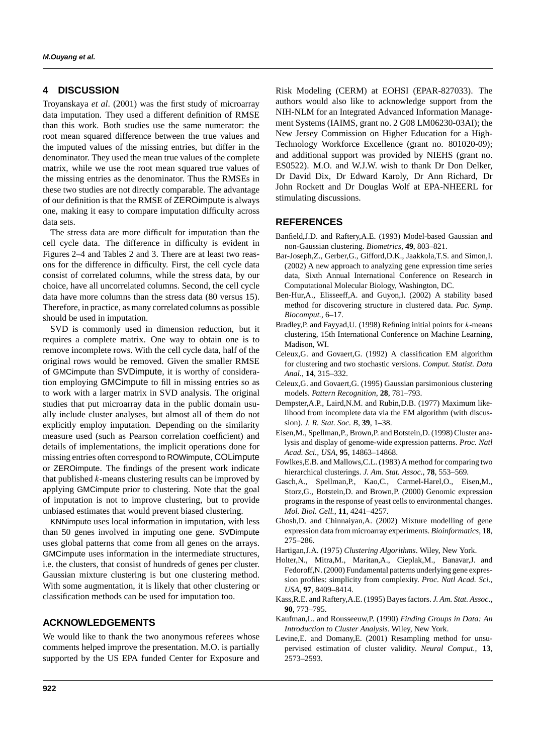## 4 DISCUSSION

Troyanskaya *et al*. (2001) was the first study of microarray data imputation. They used a different definition of RMSE than this work. Both studies use the same numerator: the root mean squared difference between the true values and the imputed values of the missing entries, but differ in the denominator. They used the mean true values of the complete matrix, while we use the root mean squared true values of the missing entries as the denominator. Thus the RMSEs in these two studies are not directly comparable. The advantage of our definition is that the RMSE of ZEROimpute is always one, making it easy to compare imputation difficulty across data sets.

The stress data are more difficult for imputation than the cell cycle data. The difference in difficulty is evident in Figures 2–4 and Tables 2 and 3. There are at least two reasons for the difference in difficulty. First, the cell cycle data consist of correlated columns, while the stress data, by our choice, have all uncorrelated columns. Second, the cell cycle data have more columns than the stress data (80 versus 15). Therefore, in practice, as many correlated columns as possible should be used in imputation.

SVD is commonly used in dimension reduction, but it requires a complete matrix. One way to obtain one is to remove incomplete rows. With the cell cycle data, half of the original rows would be removed. Given the smaller RMSE of GMCimpute than SVDimpute, it is worthy of consideration employing GMCimpute to fill in missing entries so as to work with a larger matrix in SVD analysis. The original studies that put microarray data in the public domain usually include cluster analyses, but almost all of them do not explicitly employ imputation. Depending on the similarity measure used (such as Pearson correlation coefficient) and details of implementations, the implicit operations done for missing entries often correspond to ROWimpute, COLimpute or ZEROimpute. The findings of the present work indicate that published $k$-means clustering results can be improved by applying GMCimpute prior to clustering. Note that the goal of imputation is not to improve clustering, but to provide unbiased estimates that would prevent biased clustering.

KNNimpute uses local information in imputation, with less than 50 genes involved in imputing one gene. SVDimpute uses global patterns that come from all genes on the arrays. GMCimpute uses information in the intermediate structures, i.e. the clusters, that consist of hundreds of genes per cluster. Gaussian mixture clustering is but one clustering method. With some augmentation, it is likely that other clustering or classification methods can be used for imputation too.

## ACKNOWLEDGEMENTS

We would like to thank the two anonymous referees whose comments helped improve the presentation. M.O. is partially supported by the US EPA funded Center for Exposure and Risk Modeling (CERM) at EOHSI (EPAR-827033). The authors would also like to acknowledge support from the NIH-NLM for an Integrated Advanced Information Management Systems (IAIMS, grant no. 2 G08 LM06230-03AI); the New Jersey Commission on Higher Education for a High-Technology Workforce Excellence (grant no. 801020-09); and additional support was provided by NIEHS (grant no. ES0522). M.O. and W.J.W. wish to thank Dr Don Delker, Dr David Dix, Dr Edward Karoly, Dr Ann Richard, Dr John Rockett and Dr Douglas Wolf at EPA-NHEERL for stimulating discussions.

## REFERENCES

Banfield,J.D. and Raftery,A.E. (1993) Model-based Gaussian and non-Gaussian clustering. *Biometrics*, **49**, 803–821.

Bar-Joseph,Z., Gerber,G., Gifford,D.K., Jaakkola,T.S. and Simon,I. (2002) A new approach to analyzing gene expression time series data, Sixth Annual International Conference on Research in Computational Molecular Biology, Washington, DC.

Ben-Hur,A., Elisseeff,A. and Guyon,I. (2002) A stability based method for discovering structure in clustered data. *Pac. Symp. Biocomput.*, 6–17.

Bradley,P. and Fayyad,U. (1998) Refining initial points for $k$-means clustering, 15th International Conference on Machine Learning, Madison, WI.

Celeux,G. and Govaert,G. (1992) A classification EM algorithm for clustering and two stochastic versions. *Comput. Statist. Data Anal.*, **14**, 315–332.

Celeux,G. and Govaert,G. (1995) Gaussian parsimonious clustering models. *Pattern Recognition*, **28**, 781–793.

Dempster,A.P., Laird,N.M. and Rubin,D.B. (1977) Maximum likelihood from incomplete data via the EM algorithm (with discussion). *J. R. Stat. Soc. B*, **39**, 1–38.

Eisen,M., Spellman,P., Brown,P. and Botstein,D. (1998) Cluster analysis and display of genome-wide expression patterns. *Proc. Natl Acad. Sci., USA*, **95**, 14863–14868.

Fowlkes,E.B. and Mallows,C.L. (1983) A method for comparing two hierarchical clusterings. *J. Am. Stat. Assoc.*, **78**, 553–569.

Gasch,A., Spellman,P., Kao,C., Carmel-Harel,O., Eisen,M., Storz,G., Botstein,D. and Brown,P. (2000) Genomic expression programs in the response of yeast cells to environmental changes. *Mol. Biol. Cell.*, **11**, 4241–4257.

Ghosh,D. and Chinnaiyan,A. (2002) Mixture modelling of gene expression data from microarray experiments. *Bioinformatics*, **18**, 275–286.

Hartigan,J.A. (1975) *Clustering Algorithms*. Wiley, New York.

Holter,N., Mitra,M., Maritan,A., Cieplak,M., Banavar,J. and Fedoroff,N. (2000) Fundamental patterns underlying gene expression profiles: simplicity from complexity. *Proc. Natl Acad. Sci., USA*, **97**, 8409–8414.

Kass,R.E. and Raftery,A.E. (1995) Bayes factors. *J. Am. Stat. Assoc.*, **90**, 773–795.

Kaufman,L. and Rousseeuw,P. (1990) *Finding Groups in Data: An Introduction to Cluster Analysis*. Wiley, New York.

Levine,E. and Domany,E. (2001) Resampling method for unsupervised estimation of cluster validity. *Neural Comput.*, **13**, 2573–2593.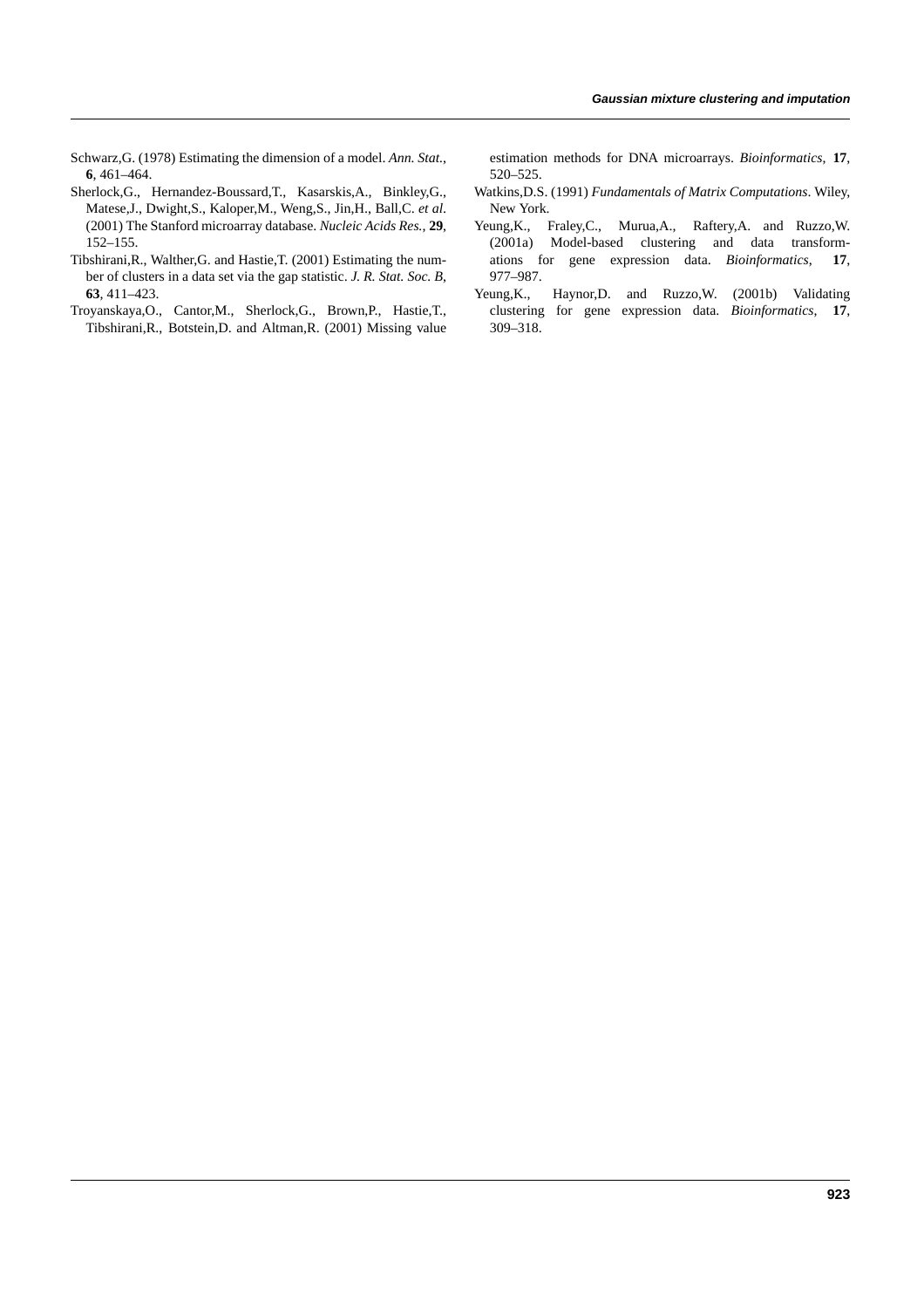Schwarz,G. (1978) Estimating the dimension of a model. *Ann. Stat.*, **6**, 461–464.

Sherlock,G., Hernandez-Boussard,T., Kasarskis,A., Binkley,G., Matese,J., Dwight,S., Kaloper,M., Weng,S., Jin,H., Ball,C. *et al.* (2001) The Stanford microarray database. *Nucleic Acids Res.*, **29**, 152–155.

Tibshirani,R., Walther,G. and Hastie,T. (2001) Estimating the number of clusters in a data set via the gap statistic. *J. R. Stat. Soc. B*, **63**, 411–423.

Troyanskaya,O., Cantor,M., Sherlock,G., Brown,P., Hastie,T., Tibshirani,R., Botstein,D. and Altman,R. (2001) Missing value estimation methods for DNA microarrays. *Bioinformatics*, **17**, 520–525.

Watkins,D.S. (1991) *Fundamentals of Matrix Computations*. Wiley, New York.

Yeung,K., Fraley,C., Murua,A., Raftery,A. and Ruzzo,W. (2001a) Model-based clustering and data transformations for gene expression data. *Bioinformatics*, **17**, 977–987.

Yeung,K., Haynor,D. and Ruzzo,W. (2001b) Validating clustering for gene expression data. *Bioinformatics*, **17**, 309–318.